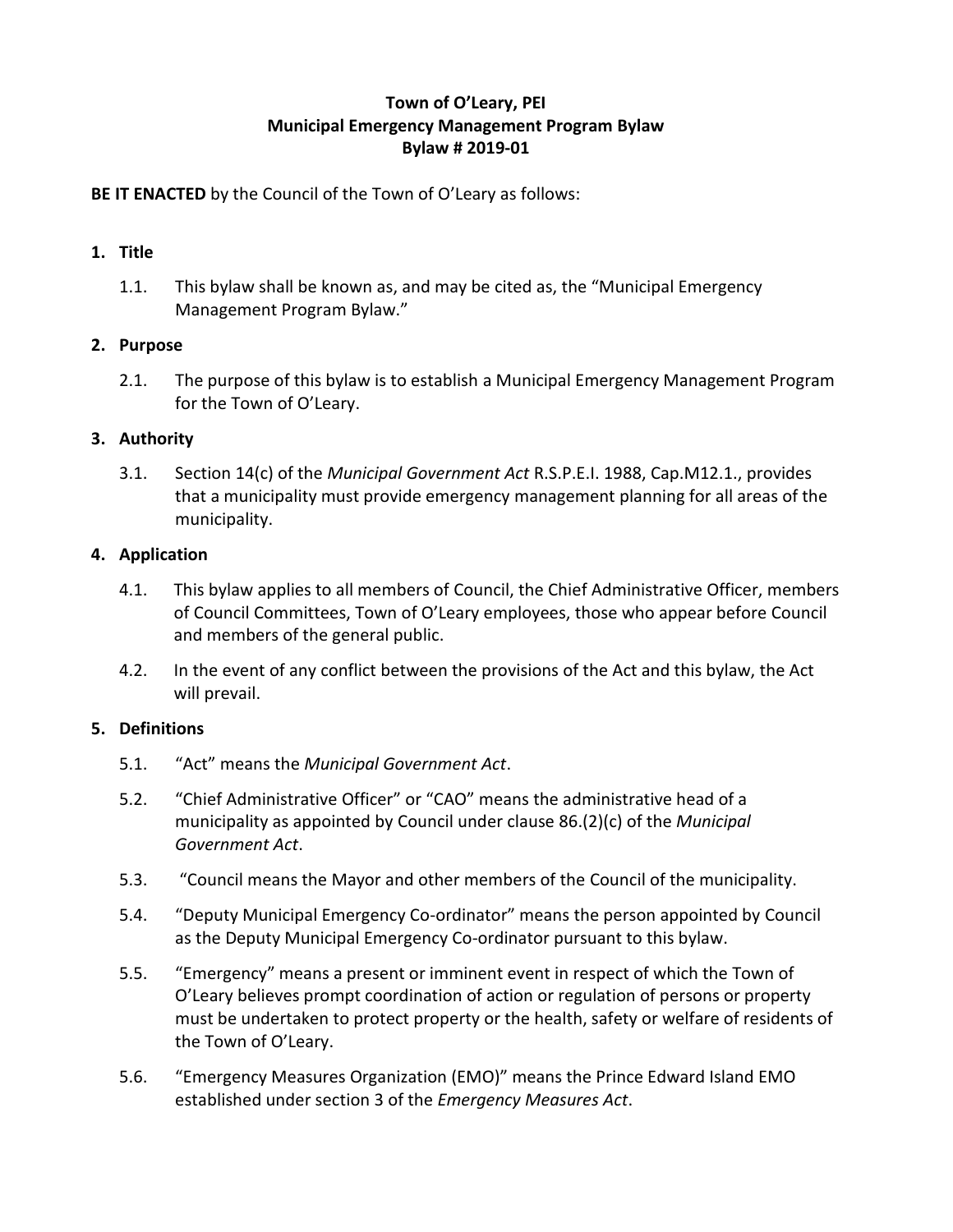**Town of O'Leary, PEI**
**Municipal Emergency Management Program Bylaw**
**Bylaw # 2019-01**

**BE IT ENACTED** by the Council of the Town of O'Leary as follows:

## 1. Title

1.1. This bylaw shall be known as, and may be cited as, the "Municipal Emergency Management Program Bylaw."

## 2. Purpose

2.1. The purpose of this bylaw is to establish a Municipal Emergency Management Program for the Town of O'Leary.

## 3. Authority

3.1. Section 14(c) of the *Municipal Government Act* R.S.P.E.I. 1988, Cap.M12.1., provides that a municipality must provide emergency management planning for all areas of the municipality.

## 4. Application

4.1. This bylaw applies to all members of Council, the Chief Administrative Officer, members of Council Committees, Town of O'Leary employees, those who appear before Council and members of the general public.

4.2. In the event of any conflict between the provisions of the Act and this bylaw, the Act will prevail.

## 5. Definitions

5.1. "Act" means the *Municipal Government Act*.

5.2. "Chief Administrative Officer" or "CAO" means the administrative head of a municipality as appointed by Council under clause 86.(2)(c) of the *Municipal Government Act*.

5.3. "Council means the Mayor and other members of the Council of the municipality.

5.4. "Deputy Municipal Emergency Co-ordinator" means the person appointed by Council as the Deputy Municipal Emergency Co-ordinator pursuant to this bylaw.

5.5. "Emergency" means a present or imminent event in respect of which the Town of O'Leary believes prompt coordination of action or regulation of persons or property must be undertaken to protect property or the health, safety or welfare of residents of the Town of O'Leary.

5.6. "Emergency Measures Organization (EMO)" means the Prince Edward Island EMO established under section 3 of the *Emergency Measures Act*.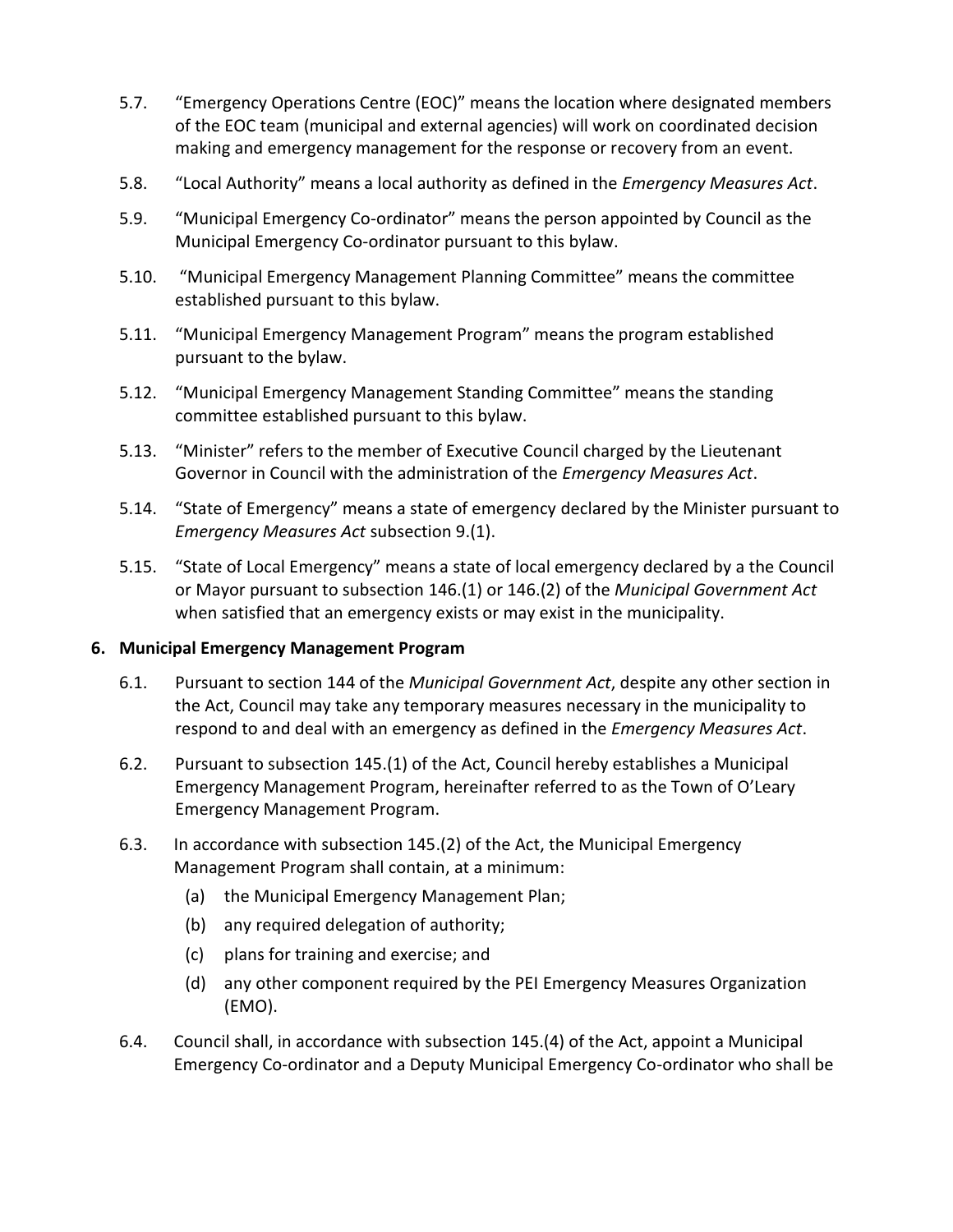5.7. "Emergency Operations Centre (EOC)" means the location where designated members of the EOC team (municipal and external agencies) will work on coordinated decision making and emergency management for the response or recovery from an event.

5.8. "Local Authority" means a local authority as defined in the *Emergency Measures Act*.

5.9. "Municipal Emergency Co-ordinator" means the person appointed by Council as the Municipal Emergency Co-ordinator pursuant to this bylaw.

5.10. "Municipal Emergency Management Planning Committee" means the committee established pursuant to this bylaw.

5.11. "Municipal Emergency Management Program" means the program established pursuant to the bylaw.

5.12. "Municipal Emergency Management Standing Committee" means the standing committee established pursuant to this bylaw.

5.13. "Minister" refers to the member of Executive Council charged by the Lieutenant Governor in Council with the administration of the *Emergency Measures Act*.

5.14. "State of Emergency" means a state of emergency declared by the Minister pursuant to *Emergency Measures Act* subsection 9.(1).

5.15. "State of Local Emergency" means a state of local emergency declared by a the Council or Mayor pursuant to subsection 146.(1) or 146.(2) of the *Municipal Government Act* when satisfied that an emergency exists or may exist in the municipality.

## 6. Municipal Emergency Management Program

6.1. Pursuant to section 144 of the *Municipal Government Act*, despite any other section in the Act, Council may take any temporary measures necessary in the municipality to respond to and deal with an emergency as defined in the *Emergency Measures Act*.

6.2. Pursuant to subsection 145.(1) of the Act, Council hereby establishes a Municipal Emergency Management Program, hereinafter referred to as the Town of O'Leary Emergency Management Program.

6.3. In accordance with subsection 145.(2) of the Act, the Municipal Emergency Management Program shall contain, at a minimum:

(a) the Municipal Emergency Management Plan;

(b) any required delegation of authority;

(c) plans for training and exercise; and

(d) any other component required by the PEI Emergency Measures Organization (EMO).

6.4. Council shall, in accordance with subsection 145.(4) of the Act, appoint a Municipal Emergency Co-ordinator and a Deputy Municipal Emergency Co-ordinator who shall be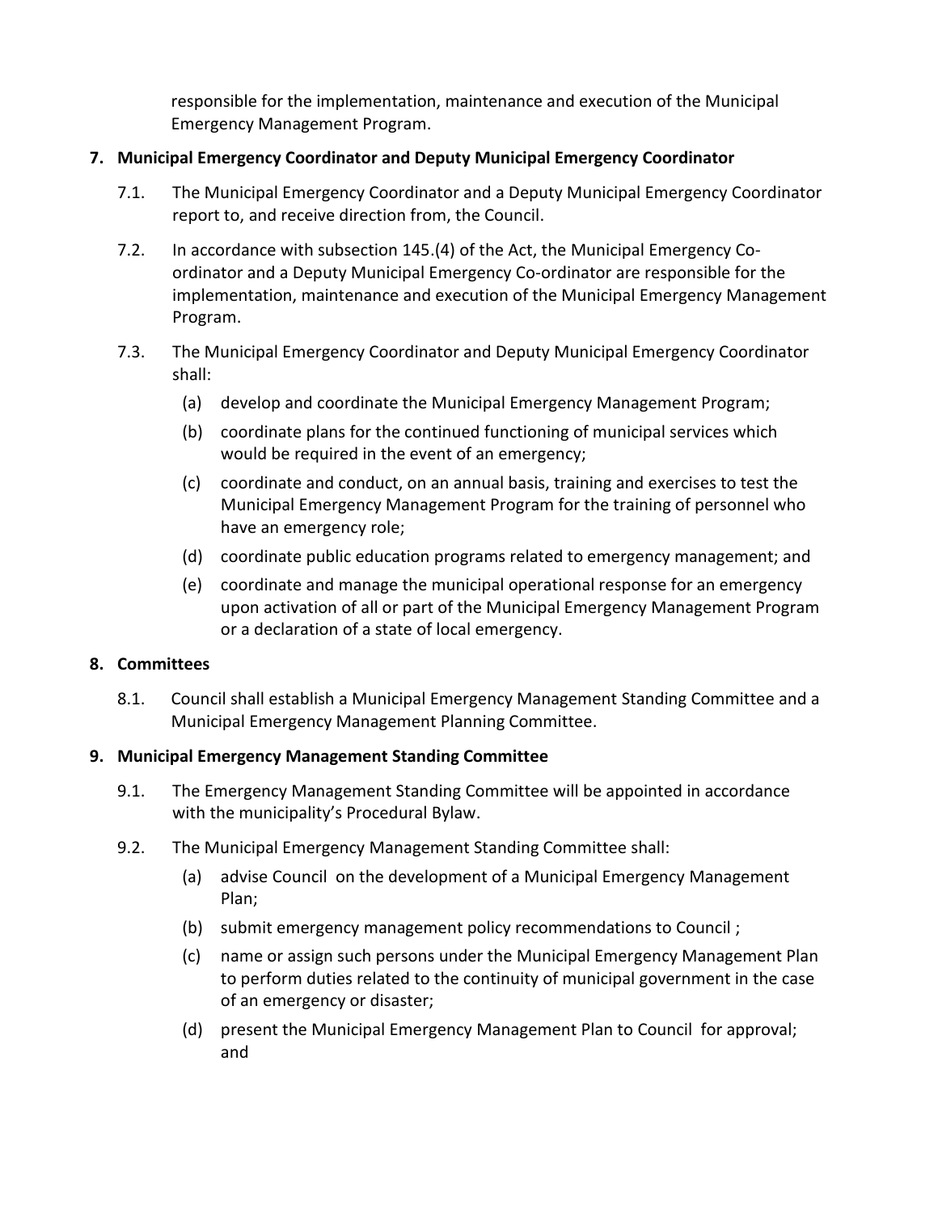responsible for the implementation, maintenance and execution of the Municipal Emergency Management Program.

**7. Municipal Emergency Coordinator and Deputy Municipal Emergency Coordinator**

7.1. The Municipal Emergency Coordinator and a Deputy Municipal Emergency Coordinator report to, and receive direction from, the Council.

7.2. In accordance with subsection 145.(4) of the Act, the Municipal Emergency Co-ordinator and a Deputy Municipal Emergency Co-ordinator are responsible for the implementation, maintenance and execution of the Municipal Emergency Management Program.

7.3. The Municipal Emergency Coordinator and Deputy Municipal Emergency Coordinator shall:

(a) develop and coordinate the Municipal Emergency Management Program;

(b) coordinate plans for the continued functioning of municipal services which would be required in the event of an emergency;

(c) coordinate and conduct, on an annual basis, training and exercises to test the Municipal Emergency Management Program for the training of personnel who have an emergency role;

(d) coordinate public education programs related to emergency management; and

(e) coordinate and manage the municipal operational response for an emergency upon activation of all or part of the Municipal Emergency Management Program or a declaration of a state of local emergency.

**8. Committees**

8.1. Council shall establish a Municipal Emergency Management Standing Committee and a Municipal Emergency Management Planning Committee.

**9. Municipal Emergency Management Standing Committee**

9.1. The Emergency Management Standing Committee will be appointed in accordance with the municipality's Procedural Bylaw.

9.2. The Municipal Emergency Management Standing Committee shall:

(a) advise Council on the development of a Municipal Emergency Management Plan;

(b) submit emergency management policy recommendations to Council ;

(c) name or assign such persons under the Municipal Emergency Management Plan to perform duties related to the continuity of municipal government in the case of an emergency or disaster;

(d) present the Municipal Emergency Management Plan to Council for approval; and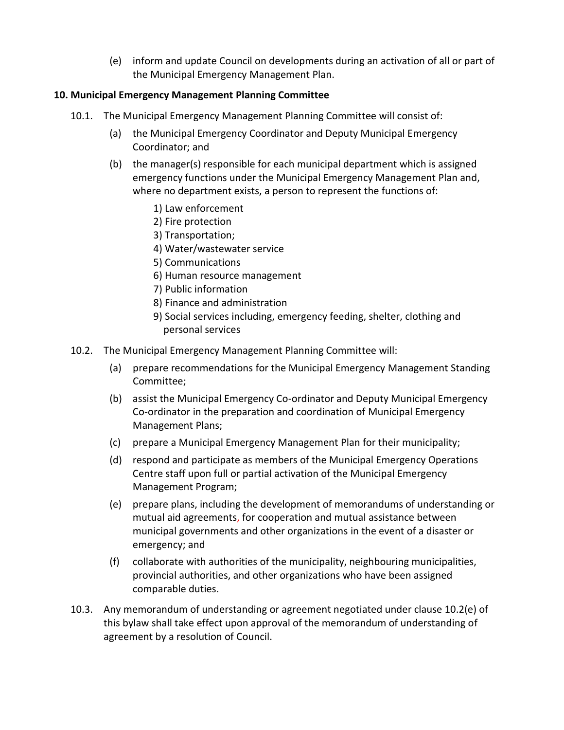(e) inform and update Council on developments during an activation of all or part of the Municipal Emergency Management Plan.

**10. Municipal Emergency Management Planning Committee**

10.1. The Municipal Emergency Management Planning Committee will consist of:

(a) the Municipal Emergency Coordinator and Deputy Municipal Emergency Coordinator; and

(b) the manager(s) responsible for each municipal department which is assigned emergency functions under the Municipal Emergency Management Plan and, where no department exists, a person to represent the functions of:

1) Law enforcement
2) Fire protection
3) Transportation;
4) Water/wastewater service
5) Communications
6) Human resource management
7) Public information
8) Finance and administration
9) Social services including, emergency feeding, shelter, clothing and personal services

10.2. The Municipal Emergency Management Planning Committee will:

(a) prepare recommendations for the Municipal Emergency Management Standing Committee;

(b) assist the Municipal Emergency Co-ordinator and Deputy Municipal Emergency Co-ordinator in the preparation and coordination of Municipal Emergency Management Plans;

(c) prepare a Municipal Emergency Management Plan for their municipality;

(d) respond and participate as members of the Municipal Emergency Operations Centre staff upon full or partial activation of the Municipal Emergency Management Program;

(e) prepare plans, including the development of memorandums of understanding or mutual aid agreements, for cooperation and mutual assistance between municipal governments and other organizations in the event of a disaster or emergency; and

(f) collaborate with authorities of the municipality, neighbouring municipalities, provincial authorities, and other organizations who have been assigned comparable duties.

10.3. Any memorandum of understanding or agreement negotiated under clause 10.2(e) of this bylaw shall take effect upon approval of the memorandum of understanding of agreement by a resolution of Council.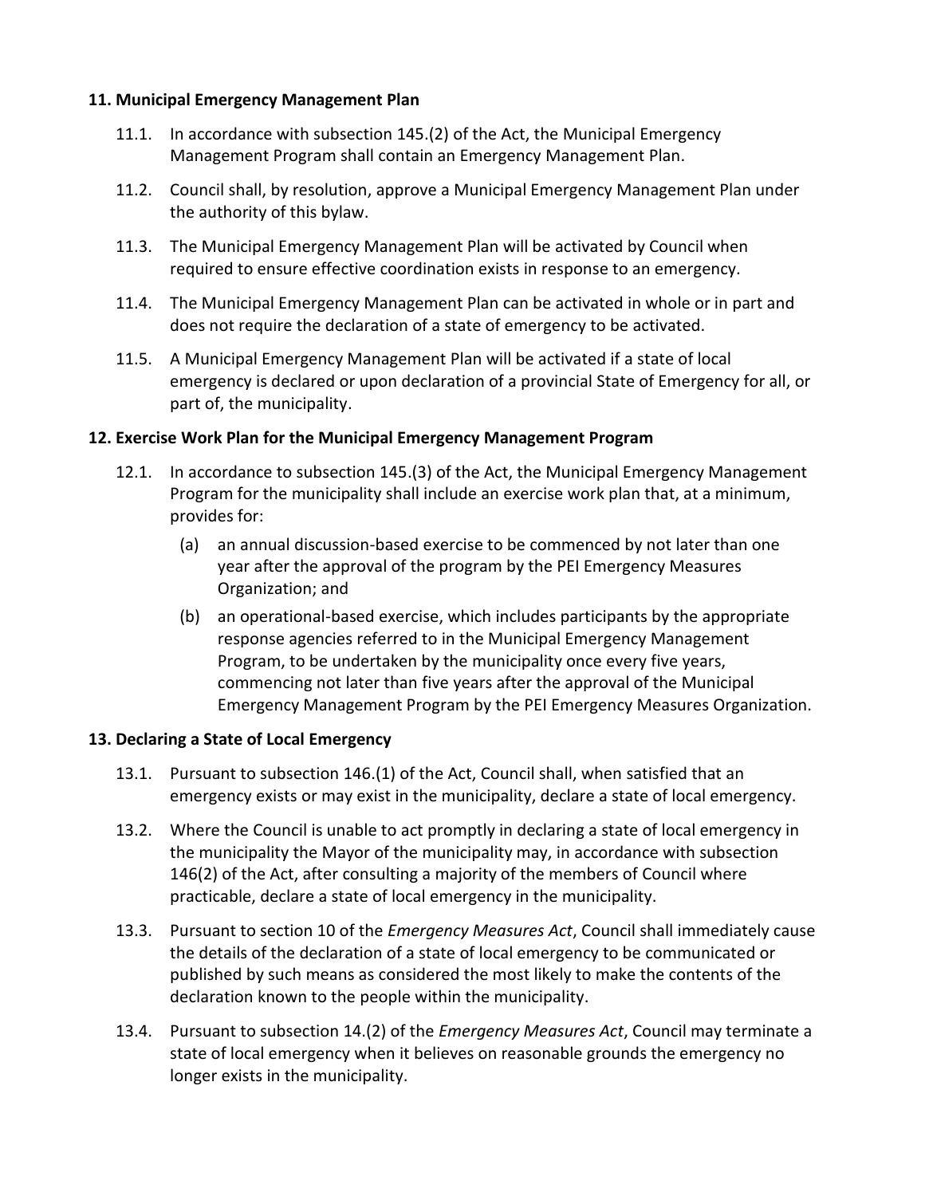**11. Municipal Emergency Management Plan**

11.1. In accordance with subsection 145.(2) of the Act, the Municipal Emergency Management Program shall contain an Emergency Management Plan.

11.2. Council shall, by resolution, approve a Municipal Emergency Management Plan under the authority of this bylaw.

11.3. The Municipal Emergency Management Plan will be activated by Council when required to ensure effective coordination exists in response to an emergency.

11.4. The Municipal Emergency Management Plan can be activated in whole or in part and does not require the declaration of a state of emergency to be activated.

11.5. A Municipal Emergency Management Plan will be activated if a state of local emergency is declared or upon declaration of a provincial State of Emergency for all, or part of, the municipality.

**12. Exercise Work Plan for the Municipal Emergency Management Program**

12.1. In accordance to subsection 145.(3) of the Act, the Municipal Emergency Management Program for the municipality shall include an exercise work plan that, at a minimum, provides for:

(a) an annual discussion-based exercise to be commenced by not later than one year after the approval of the program by the PEI Emergency Measures Organization; and

(b) an operational-based exercise, which includes participants by the appropriate response agencies referred to in the Municipal Emergency Management Program, to be undertaken by the municipality once every five years, commencing not later than five years after the approval of the Municipal Emergency Management Program by the PEI Emergency Measures Organization.

**13. Declaring a State of Local Emergency**

13.1. Pursuant to subsection 146.(1) of the Act, Council shall, when satisfied that an emergency exists or may exist in the municipality, declare a state of local emergency.

13.2. Where the Council is unable to act promptly in declaring a state of local emergency in the municipality the Mayor of the municipality may, in accordance with subsection 146(2) of the Act, after consulting a majority of the members of Council where practicable, declare a state of local emergency in the municipality.

13.3. Pursuant to section 10 of the *Emergency Measures Act*, Council shall immediately cause the details of the declaration of a state of local emergency to be communicated or published by such means as considered the most likely to make the contents of the declaration known to the people within the municipality.

13.4. Pursuant to subsection 14.(2) of the *Emergency Measures Act*, Council may terminate a state of local emergency when it believes on reasonable grounds the emergency no longer exists in the municipality.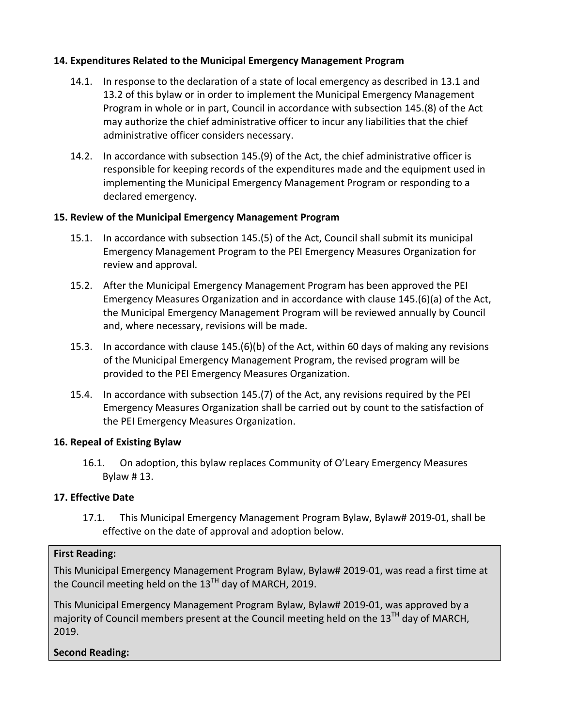**14. Expenditures Related to the Municipal Emergency Management Program**

14.1. In response to the declaration of a state of local emergency as described in 13.1 and 13.2 of this bylaw or in order to implement the Municipal Emergency Management Program in whole or in part, Council in accordance with subsection 145.(8) of the Act may authorize the chief administrative officer to incur any liabilities that the chief administrative officer considers necessary.

14.2. In accordance with subsection 145.(9) of the Act, the chief administrative officer is responsible for keeping records of the expenditures made and the equipment used in implementing the Municipal Emergency Management Program or responding to a declared emergency.

**15. Review of the Municipal Emergency Management Program**

15.1. In accordance with subsection 145.(5) of the Act, Council shall submit its municipal Emergency Management Program to the PEI Emergency Measures Organization for review and approval.

15.2. After the Municipal Emergency Management Program has been approved the PEI Emergency Measures Organization and in accordance with clause 145.(6)(a) of the Act, the Municipal Emergency Management Program will be reviewed annually by Council and, where necessary, revisions will be made.

15.3. In accordance with clause 145.(6)(b) of the Act, within 60 days of making any revisions of the Municipal Emergency Management Program, the revised program will be provided to the PEI Emergency Measures Organization.

15.4. In accordance with subsection 145.(7) of the Act, any revisions required by the PEI Emergency Measures Organization shall be carried out by count to the satisfaction of the PEI Emergency Measures Organization.

**16. Repeal of Existing Bylaw**

16.1. On adoption, this bylaw replaces Community of O'Leary Emergency Measures Bylaw # 13.

**17. Effective Date**

17.1. This Municipal Emergency Management Program Bylaw, Bylaw# 2019-01, shall be effective on the date of approval and adoption below.

**First Reading:**

This Municipal Emergency Management Program Bylaw, Bylaw# 2019-01, was read a first time at the Council meeting held on the 13TH day of MARCH, 2019.

This Municipal Emergency Management Program Bylaw, Bylaw# 2019-01, was approved by a majority of Council members present at the Council meeting held on the 13TH day of MARCH, 2019.

**Second Reading:**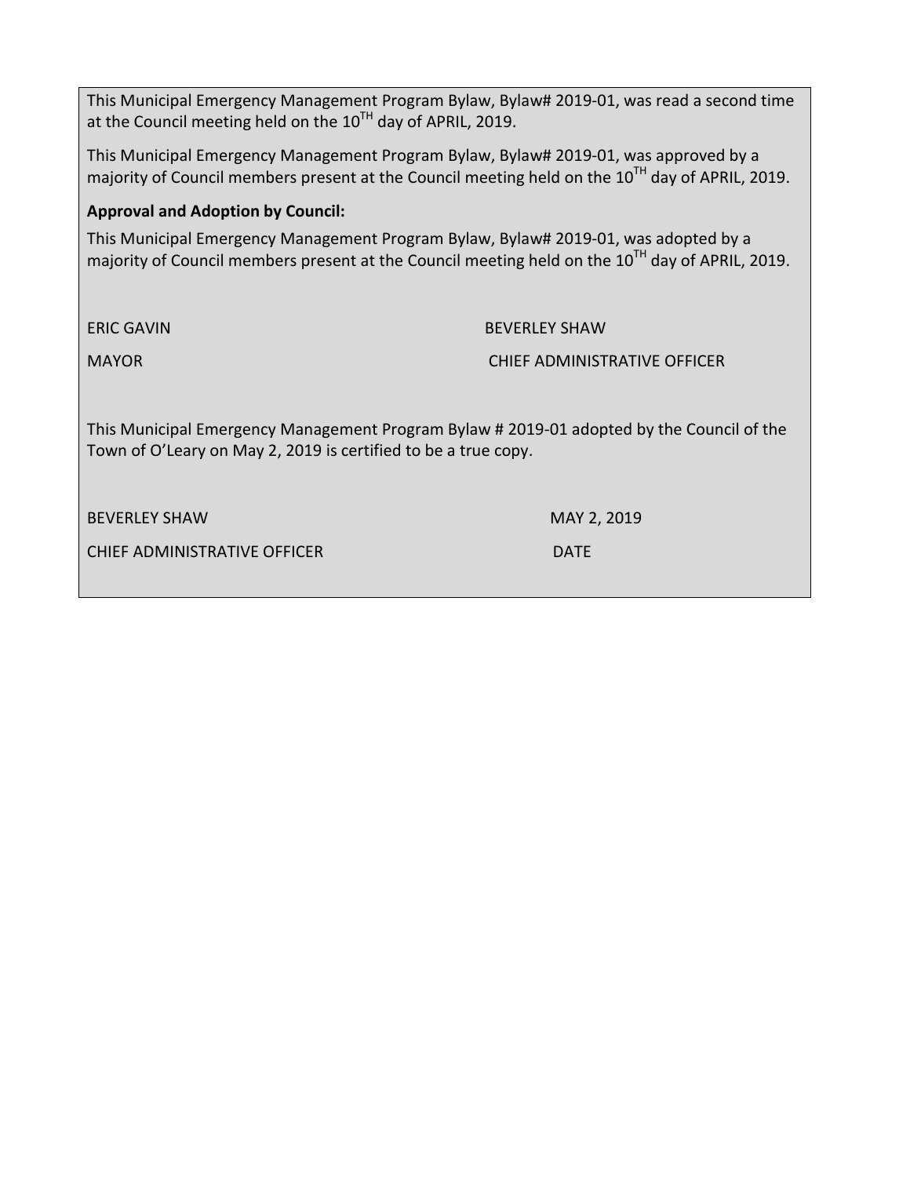This Municipal Emergency Management Program Bylaw, Bylaw# 2019-01, was read a second time at the Council meeting held on the 10TH day of APRIL, 2019.

This Municipal Emergency Management Program Bylaw, Bylaw# 2019-01, was approved by a majority of Council members present at the Council meeting held on the 10TH day of APRIL, 2019.

**Approval and Adoption by Council:**

This Municipal Emergency Management Program Bylaw, Bylaw# 2019-01, was adopted by a majority of Council members present at the Council meeting held on the 10TH day of APRIL, 2019.

ERIC GAVIN

MAYOR

BEVERLEY SHAW

CHIEF ADMINISTRATIVE OFFICER

This Municipal Emergency Management Program Bylaw # 2019-01 adopted by the Council of the Town of O'Leary on May 2, 2019 is certified to be a true copy.

BEVERLEY SHAW

CHIEF ADMINISTRATIVE OFFICER

MAY 2, 2019

DATE